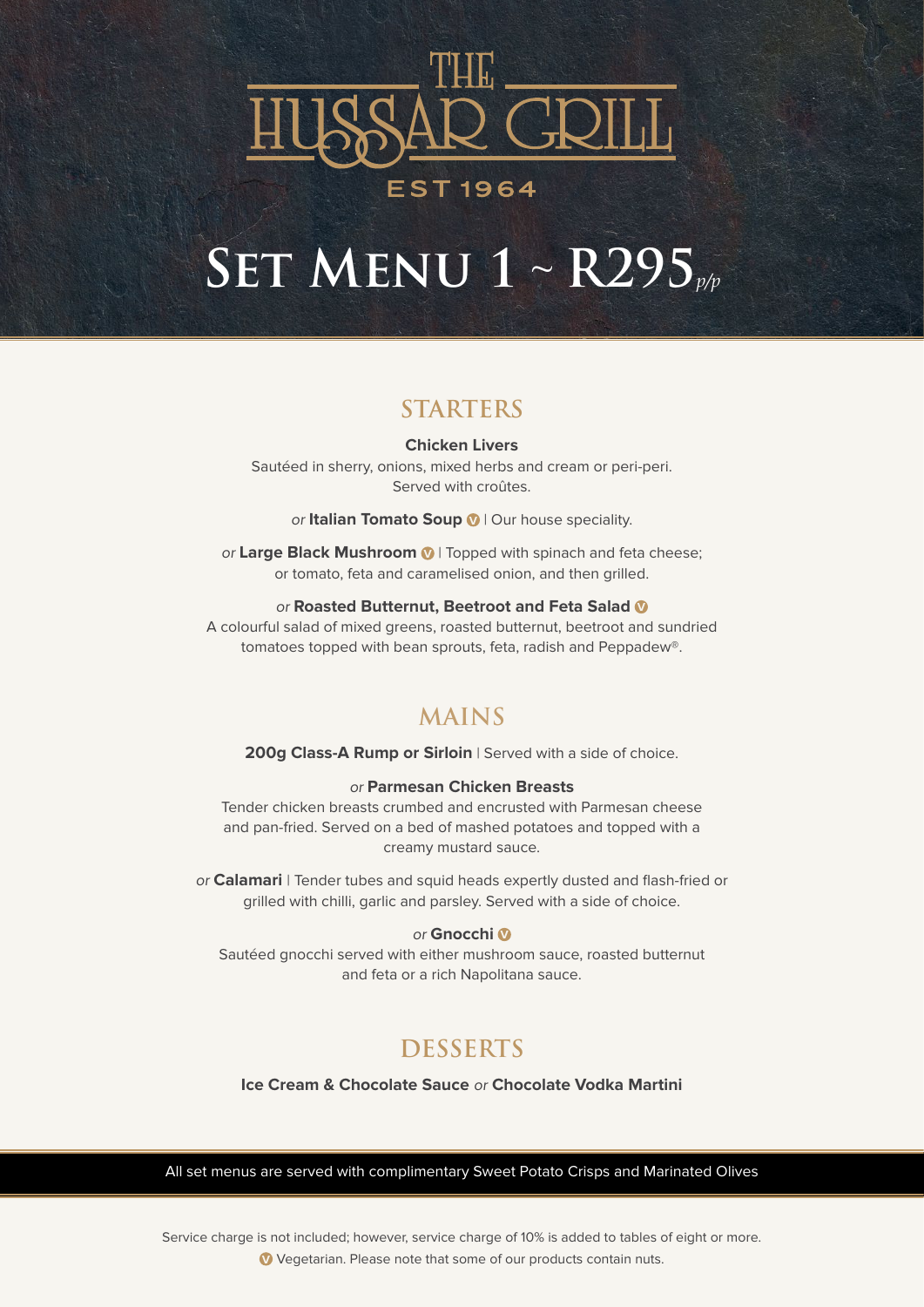# THE HUSSAR GRILL

EST 1964

# SET MENU 1 ~ R295 *p/p*

## STARTERS

**Chicken Livers**
Sautéed in sherry, onions, mixed herbs and cream or peri-peri.
Served with croûtes.

*or* **Italian Tomato Soup** (V) | Our house speciality.

*or* **Large Black Mushroom** (V) | Topped with spinach and feta cheese; or tomato, feta and caramelised onion, and then grilled.

*or* **Roasted Butternut, Beetroot and Feta Salad** (V)
A colourful salad of mixed greens, roasted butternut, beetroot and sundried tomatoes topped with bean sprouts, feta, radish and Peppadew®.

## MAINS

**200g Class-A Rump or Sirloin** | Served with a side of choice.

*or* **Parmesan Chicken Breasts**
Tender chicken breasts crumbed and encrusted with Parmesan cheese and pan-fried. Served on a bed of mashed potatoes and topped with a creamy mustard sauce.

*or* **Calamari** | Tender tubes and squid heads expertly dusted and flash-fried or grilled with chilli, garlic and parsley. Served with a side of choice.

*or* **Gnocchi** (V)
Sautéed gnocchi served with either mushroom sauce, roasted butternut and feta or a rich Napolitana sauce.

## DESSERTS

**Ice Cream & Chocolate Sauce** *or* **Chocolate Vodka Martini**

All set menus are served with complimentary Sweet Potato Crisps and Marinated Olives

Service charge is not included; however, service charge of 10% is added to tables of eight or more.

(V) Vegetarian. Please note that some of our products contain nuts.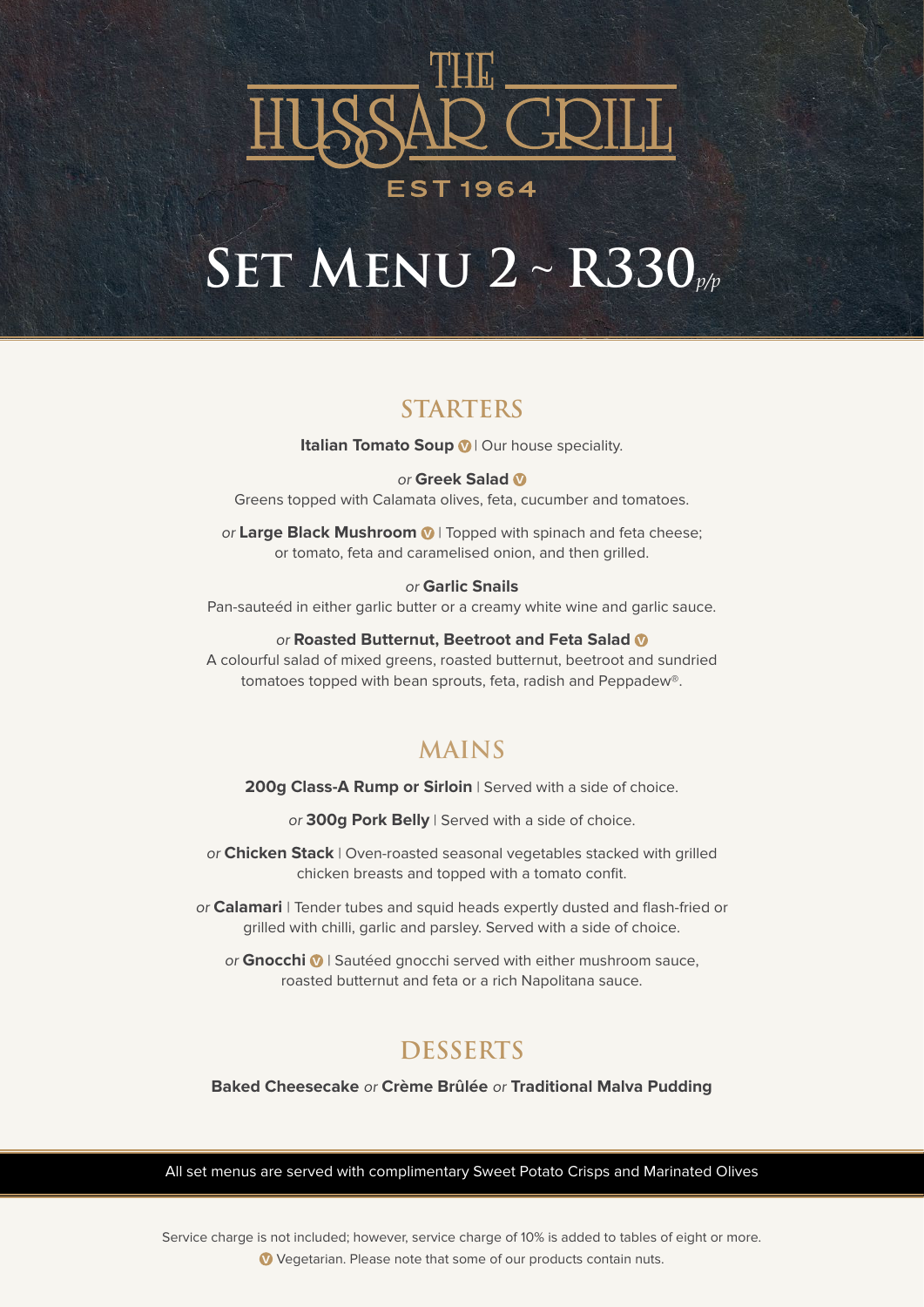# THE HUSSAR GRILL

EST 1964

# Set Menu 2 ~ R330 p/p

## STARTERS

**Italian Tomato Soup** (V) | Our house speciality.

*or* **Greek Salad** (V)
Greens topped with Calamata olives, feta, cucumber and tomatoes.

*or* **Large Black Mushroom** (V) | Topped with spinach and feta cheese; or tomato, feta and caramelised onion, and then grilled.

*or* **Garlic Snails**
Pan-sauteéd in either garlic butter or a creamy white wine and garlic sauce.

*or* **Roasted Butternut, Beetroot and Feta Salad** (V)
A colourful salad of mixed greens, roasted butternut, beetroot and sundried tomatoes topped with bean sprouts, feta, radish and Peppadew®.

## MAINS

**200g Class-A Rump or Sirloin** | Served with a side of choice.

*or* **300g Pork Belly** | Served with a side of choice.

*or* **Chicken Stack** | Oven-roasted seasonal vegetables stacked with grilled chicken breasts and topped with a tomato confit.

*or* **Calamari** | Tender tubes and squid heads expertly dusted and flash-fried or grilled with chilli, garlic and parsley. Served with a side of choice.

*or* **Gnocchi** (V) | Sautéed gnocchi served with either mushroom sauce, roasted butternut and feta or a rich Napolitana sauce.

## DESSERTS

**Baked Cheesecake** *or* **Crème Brûlée** *or* **Traditional Malva Pudding**

All set menus are served with complimentary Sweet Potato Crisps and Marinated Olives

Service charge is not included; however, service charge of 10% is added to tables of eight or more.

(V) Vegetarian. Please note that some of our products contain nuts.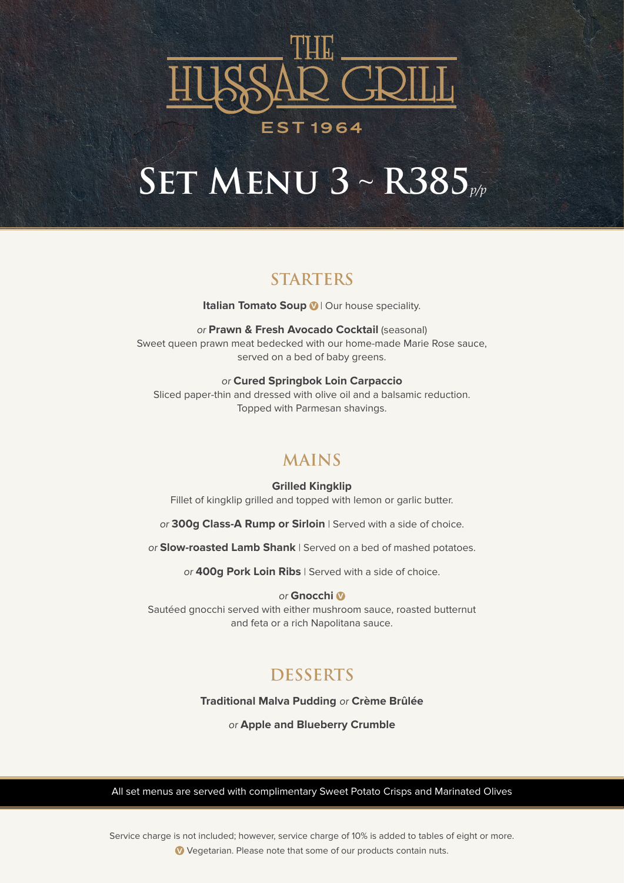# THE HUSSAR GRILL

EST 1964

# SET MENU 3 ~ R385 *p/p*

## STARTERS

**Italian Tomato Soup** (V) | Our house speciality.

*or* **Prawn & Fresh Avocado Cocktail** (seasonal)
Sweet queen prawn meat bedecked with our home-made Marie Rose sauce, served on a bed of baby greens.

*or* **Cured Springbok Loin Carpaccio**
Sliced paper-thin and dressed with olive oil and a balsamic reduction. Topped with Parmesan shavings.

## MAINS

**Grilled Kingklip**
Fillet of kingklip grilled and topped with lemon or garlic butter.

*or* **300g Class-A Rump or Sirloin** | Served with a side of choice.

*or* **Slow-roasted Lamb Shank** | Served on a bed of mashed potatoes.

*or* **400g Pork Loin Ribs** | Served with a side of choice.

*or* **Gnocchi** (V)
Sautéed gnocchi served with either mushroom sauce, roasted butternut and feta or a rich Napolitana sauce.

## DESSERTS

**Traditional Malva Pudding** *or* **Crème Brûlée**

*or* **Apple and Blueberry Crumble**

All set menus are served with complimentary Sweet Potato Crisps and Marinated Olives

Service charge is not included; however, service charge of 10% is added to tables of eight or more.
(V) Vegetarian. Please note that some of our products contain nuts.